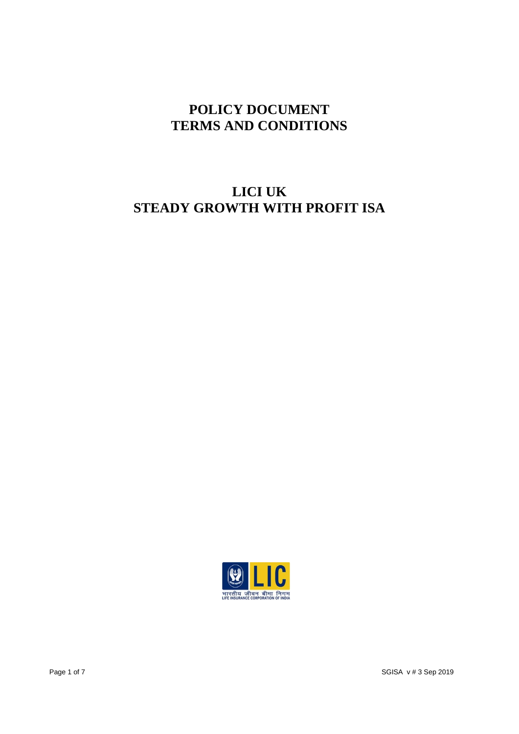# POLICY DOCUMENT
# TERMS AND CONDITIONS

# LICI UK
# STEADY GROWTH WITH PROFIT ISA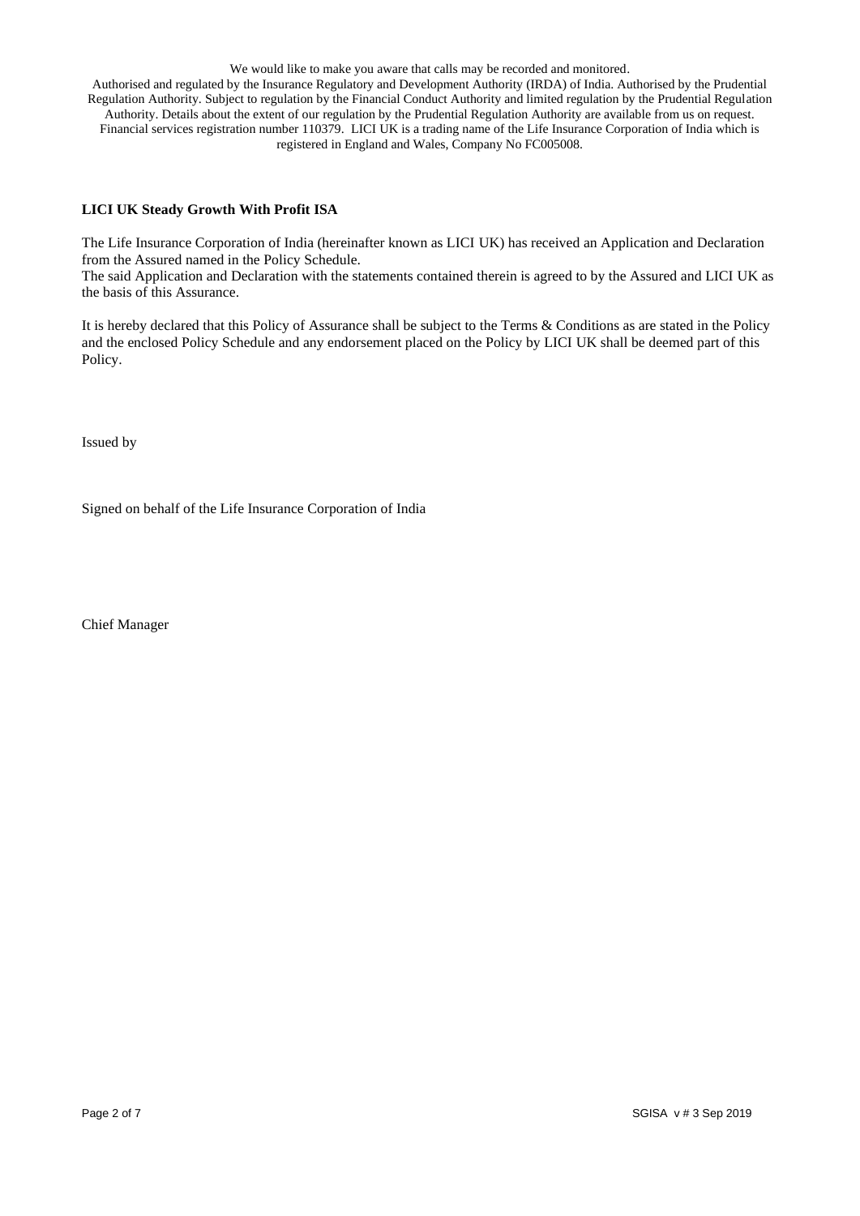We would like to make you aware that calls may be recorded and monitored.
Authorised and regulated by the Insurance Regulatory and Development Authority (IRDA) of India. Authorised by the Prudential Regulation Authority. Subject to regulation by the Financial Conduct Authority and limited regulation by the Prudential Regulation Authority. Details about the extent of our regulation by the Prudential Regulation Authority are available from us on request. Financial services registration number 110379. LICI UK is a trading name of the Life Insurance Corporation of India which is registered in England and Wales, Company No FC005008.

**LICI UK Steady Growth With Profit ISA**

The Life Insurance Corporation of India (hereinafter known as LICI UK) has received an Application and Declaration from the Assured named in the Policy Schedule.
The said Application and Declaration with the statements contained therein is agreed to by the Assured and LICI UK as the basis of this Assurance.

It is hereby declared that this Policy of Assurance shall be subject to the Terms & Conditions as are stated in the Policy and the enclosed Policy Schedule and any endorsement placed on the Policy by LICI UK shall be deemed part of this Policy.

Issued by

Signed on behalf of the Life Insurance Corporation of India

Chief Manager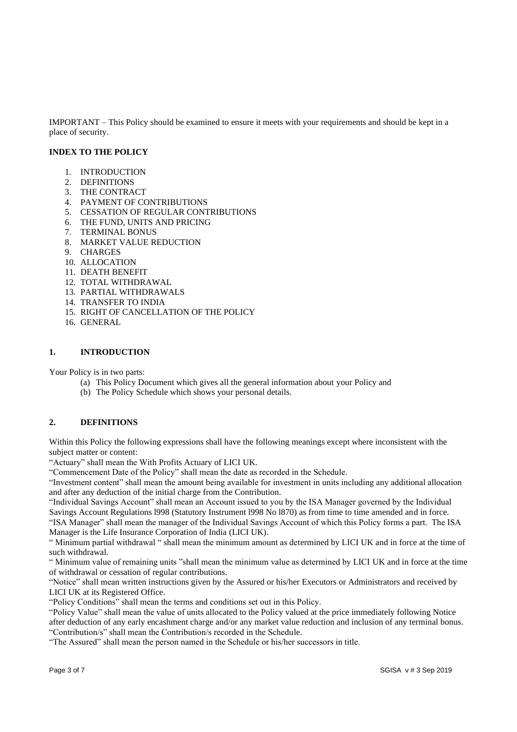IMPORTANT – This Policy should be examined to ensure it meets with your requirements and should be kept in a place of security.

**INDEX TO THE POLICY**

1. INTRODUCTION
2. DEFINITIONS
3. THE CONTRACT
4. PAYMENT OF CONTRIBUTIONS
5. CESSATION OF REGULAR CONTRIBUTIONS
6. THE FUND, UNITS AND PRICING
7. TERMINAL BONUS
8. MARKET VALUE REDUCTION
9. CHARGES
10. ALLOCATION
11. DEATH BENEFIT
12. TOTAL WITHDRAWAL
13. PARTIAL WITHDRAWALS
14. TRANSFER TO INDIA
15. RIGHT OF CANCELLATION OF THE POLICY
16. GENERAL

## 1. INTRODUCTION

Your Policy is in two parts:

(a) This Policy Document which gives all the general information about your Policy and
(b) The Policy Schedule which shows your personal details.

## 2. DEFINITIONS

Within this Policy the following expressions shall have the following meanings except where inconsistent with the subject matter or content:

"Actuary" shall mean the With Profits Actuary of LICI UK.

"Commencement Date of the Policy" shall mean the date as recorded in the Schedule.

"Investment content" shall mean the amount being available for investment in units including any additional allocation and after any deduction of the initial charge from the Contribution.

"Individual Savings Account" shall mean an Account issued to you by the ISA Manager governed by the Individual Savings Account Regulations l998 (Statutory Instrument l998 No l870) as from time to time amended and in force.

"ISA Manager" shall mean the manager of the Individual Savings Account of which this Policy forms a part. The ISA Manager is the Life Insurance Corporation of India (LICI UK).

" Minimum partial withdrawal " shall mean the minimum amount as determined by LICI UK and in force at the time of such withdrawal.

" Minimum value of remaining units "shall mean the minimum value as determined by LICI UK and in force at the time of withdrawal or cessation of regular contributions.

"Notice" shall mean written instructions given by the Assured or his/her Executors or Administrators and received by LICI UK at its Registered Office.

"Policy Conditions" shall mean the terms and conditions set out in this Policy.

"Policy Value" shall mean the value of units allocated to the Policy valued at the price immediately following Notice after deduction of any early encashment charge and/or any market value reduction and inclusion of any terminal bonus.

"Contribution/s" shall mean the Contribution/s recorded in the Schedule.

"The Assured" shall mean the person named in the Schedule or his/her successors in title.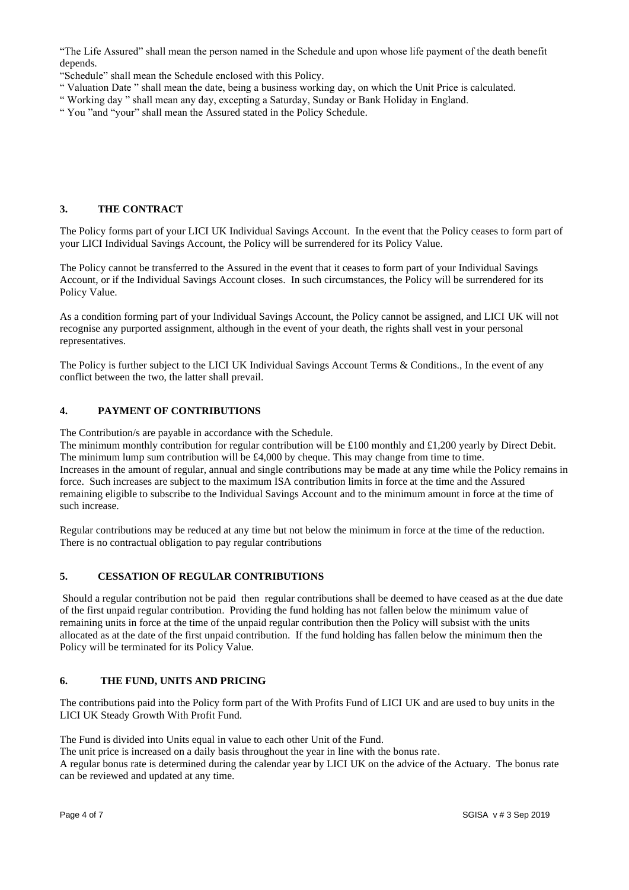"The Life Assured" shall mean the person named in the Schedule and upon whose life payment of the death benefit depends.

"Schedule" shall mean the Schedule enclosed with this Policy.

" Valuation Date " shall mean the date, being a business working day, on which the Unit Price is calculated.

" Working day " shall mean any day, excepting a Saturday, Sunday or Bank Holiday in England.

" You "and "your" shall mean the Assured stated in the Policy Schedule.

## 3. THE CONTRACT

The Policy forms part of your LICI UK Individual Savings Account. In the event that the Policy ceases to form part of your LICI Individual Savings Account, the Policy will be surrendered for its Policy Value.

The Policy cannot be transferred to the Assured in the event that it ceases to form part of your Individual Savings Account, or if the Individual Savings Account closes. In such circumstances, the Policy will be surrendered for its Policy Value.

As a condition forming part of your Individual Savings Account, the Policy cannot be assigned, and LICI UK will not recognise any purported assignment, although in the event of your death, the rights shall vest in your personal representatives.

The Policy is further subject to the LICI UK Individual Savings Account Terms & Conditions., In the event of any conflict between the two, the latter shall prevail.

## 4. PAYMENT OF CONTRIBUTIONS

The Contribution/s are payable in accordance with the Schedule.

The minimum monthly contribution for regular contribution will be £100 monthly and £1,200 yearly by Direct Debit. The minimum lump sum contribution will be £4,000 by cheque. This may change from time to time.

Increases in the amount of regular, annual and single contributions may be made at any time while the Policy remains in force. Such increases are subject to the maximum ISA contribution limits in force at the time and the Assured remaining eligible to subscribe to the Individual Savings Account and to the minimum amount in force at the time of such increase.

Regular contributions may be reduced at any time but not below the minimum in force at the time of the reduction. There is no contractual obligation to pay regular contributions

## 5. CESSATION OF REGULAR CONTRIBUTIONS

Should a regular contribution not be paid then regular contributions shall be deemed to have ceased as at the due date of the first unpaid regular contribution. Providing the fund holding has not fallen below the minimum value of remaining units in force at the time of the unpaid regular contribution then the Policy will subsist with the units allocated as at the date of the first unpaid contribution. If the fund holding has fallen below the minimum then the Policy will be terminated for its Policy Value.

## 6. THE FUND, UNITS AND PRICING

The contributions paid into the Policy form part of the With Profits Fund of LICI UK and are used to buy units in the LICI UK Steady Growth With Profit Fund.

The Fund is divided into Units equal in value to each other Unit of the Fund.

The unit price is increased on a daily basis throughout the year in line with the bonus rate.

A regular bonus rate is determined during the calendar year by LICI UK on the advice of the Actuary. The bonus rate can be reviewed and updated at any time.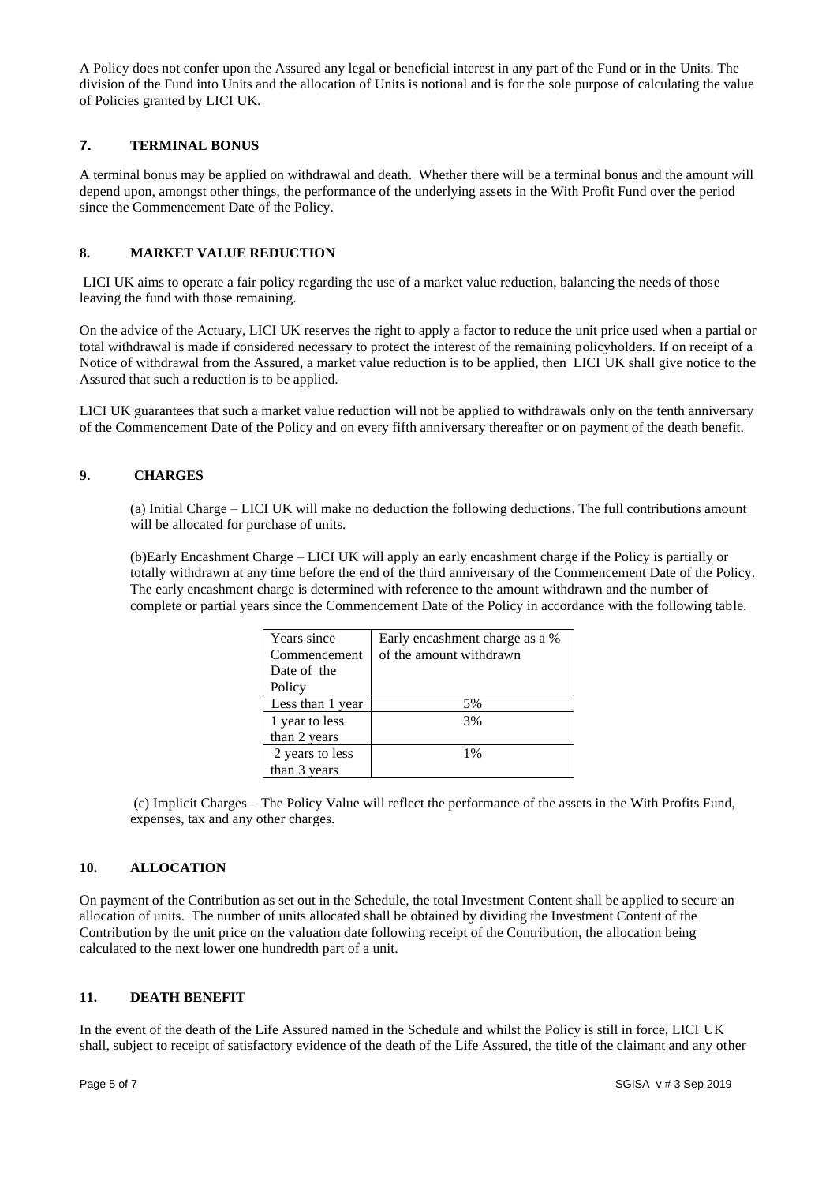A Policy does not confer upon the Assured any legal or beneficial interest in any part of the Fund or in the Units. The division of the Fund into Units and the allocation of Units is notional and is for the sole purpose of calculating the value of Policies granted by LICI UK.

## 7. TERMINAL BONUS

A terminal bonus may be applied on withdrawal and death. Whether there will be a terminal bonus and the amount will depend upon, amongst other things, the performance of the underlying assets in the With Profit Fund over the period since the Commencement Date of the Policy.

## 8. MARKET VALUE REDUCTION

LICI UK aims to operate a fair policy regarding the use of a market value reduction, balancing the needs of those leaving the fund with those remaining.

On the advice of the Actuary, LICI UK reserves the right to apply a factor to reduce the unit price used when a partial or total withdrawal is made if considered necessary to protect the interest of the remaining policyholders. If on receipt of a Notice of withdrawal from the Assured, a market value reduction is to be applied, then LICI UK shall give notice to the Assured that such a reduction is to be applied.

LICI UK guarantees that such a market value reduction will not be applied to withdrawals only on the tenth anniversary of the Commencement Date of the Policy and on every fifth anniversary thereafter or on payment of the death benefit.

## 9. CHARGES

(a) Initial Charge – LICI UK will make no deduction the following deductions. The full contributions amount will be allocated for purchase of units.

(b)Early Encashment Charge – LICI UK will apply an early encashment charge if the Policy is partially or totally withdrawn at any time before the end of the third anniversary of the Commencement Date of the Policy. The early encashment charge is determined with reference to the amount withdrawn and the number of complete or partial years since the Commencement Date of the Policy in accordance with the following table.

| Years since Commencement Date of the Policy | Early encashment charge as a % of the amount withdrawn |
|---|---|
| Less than 1 year | 5% |
| 1 year to less than 2 years | 3% |
| 2 years to less than 3 years | 1% |

(c) Implicit Charges – The Policy Value will reflect the performance of the assets in the With Profits Fund, expenses, tax and any other charges.

## 10. ALLOCATION

On payment of the Contribution as set out in the Schedule, the total Investment Content shall be applied to secure an allocation of units. The number of units allocated shall be obtained by dividing the Investment Content of the Contribution by the unit price on the valuation date following receipt of the Contribution, the allocation being calculated to the next lower one hundredth part of a unit.

## 11. DEATH BENEFIT

In the event of the death of the Life Assured named in the Schedule and whilst the Policy is still in force, LICI UK shall, subject to receipt of satisfactory evidence of the death of the Life Assured, the title of the claimant and any other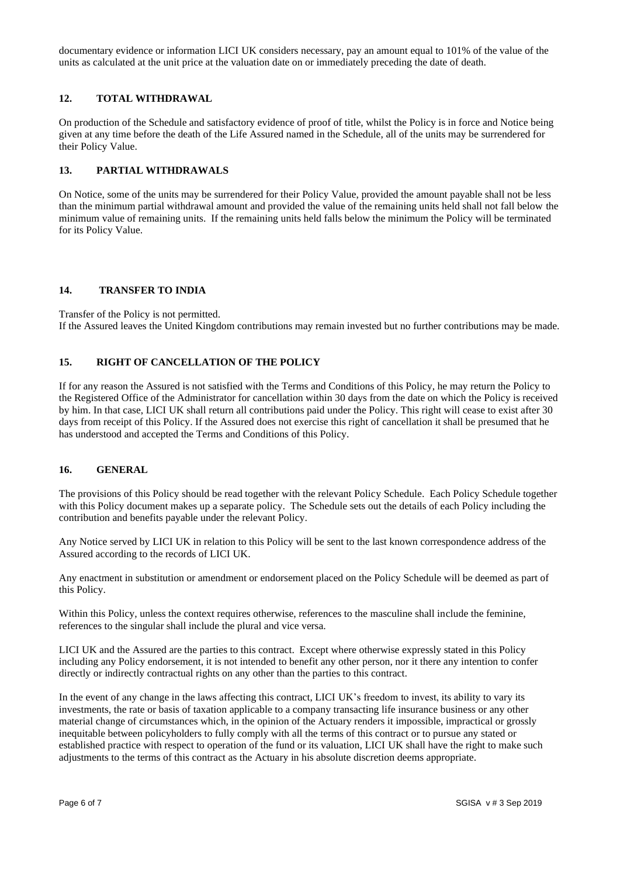documentary evidence or information LICI UK considers necessary, pay an amount equal to 101% of the value of the units as calculated at the unit price at the valuation date on or immediately preceding the date of death.

## 12. TOTAL WITHDRAWAL

On production of the Schedule and satisfactory evidence of proof of title, whilst the Policy is in force and Notice being given at any time before the death of the Life Assured named in the Schedule, all of the units may be surrendered for their Policy Value.

## 13. PARTIAL WITHDRAWALS

On Notice, some of the units may be surrendered for their Policy Value, provided the amount payable shall not be less than the minimum partial withdrawal amount and provided the value of the remaining units held shall not fall below the minimum value of remaining units. If the remaining units held falls below the minimum the Policy will be terminated for its Policy Value.

## 14. TRANSFER TO INDIA

Transfer of the Policy is not permitted.
If the Assured leaves the United Kingdom contributions may remain invested but no further contributions may be made.

## 15. RIGHT OF CANCELLATION OF THE POLICY

If for any reason the Assured is not satisfied with the Terms and Conditions of this Policy, he may return the Policy to the Registered Office of the Administrator for cancellation within 30 days from the date on which the Policy is received by him. In that case, LICI UK shall return all contributions paid under the Policy. This right will cease to exist after 30 days from receipt of this Policy. If the Assured does not exercise this right of cancellation it shall be presumed that he has understood and accepted the Terms and Conditions of this Policy.

## 16. GENERAL

The provisions of this Policy should be read together with the relevant Policy Schedule. Each Policy Schedule together with this Policy document makes up a separate policy. The Schedule sets out the details of each Policy including the contribution and benefits payable under the relevant Policy.

Any Notice served by LICI UK in relation to this Policy will be sent to the last known correspondence address of the Assured according to the records of LICI UK.

Any enactment in substitution or amendment or endorsement placed on the Policy Schedule will be deemed as part of this Policy.

Within this Policy, unless the context requires otherwise, references to the masculine shall include the feminine, references to the singular shall include the plural and vice versa.

LICI UK and the Assured are the parties to this contract. Except where otherwise expressly stated in this Policy including any Policy endorsement, it is not intended to benefit any other person, nor it there any intention to confer directly or indirectly contractual rights on any other than the parties to this contract.

In the event of any change in the laws affecting this contract, LICI UK's freedom to invest, its ability to vary its investments, the rate or basis of taxation applicable to a company transacting life insurance business or any other material change of circumstances which, in the opinion of the Actuary renders it impossible, impractical or grossly inequitable between policyholders to fully comply with all the terms of this contract or to pursue any stated or established practice with respect to operation of the fund or its valuation, LICI UK shall have the right to make such adjustments to the terms of this contract as the Actuary in his absolute discretion deems appropriate.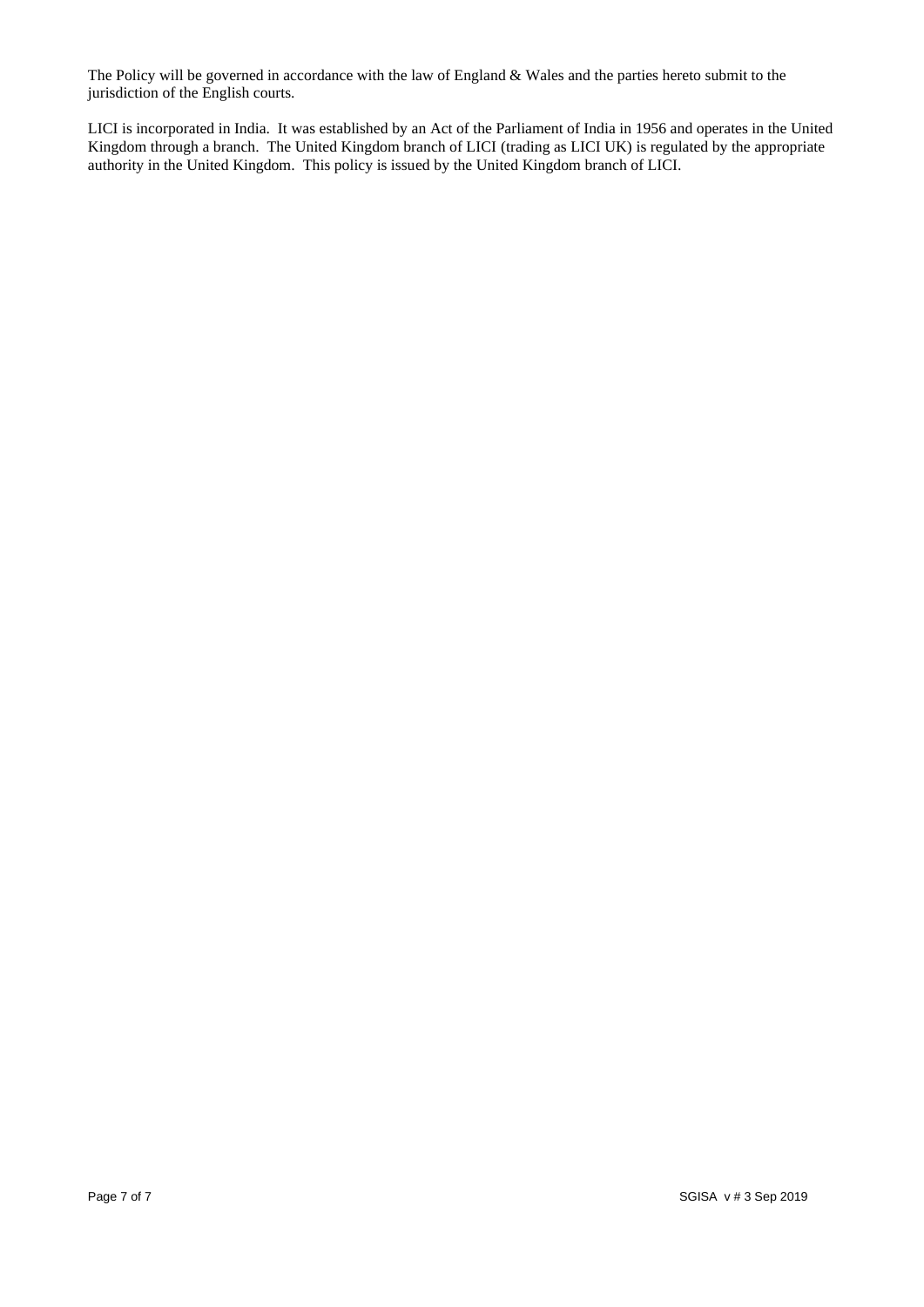The Policy will be governed in accordance with the law of England & Wales and the parties hereto submit to the jurisdiction of the English courts.

LICI is incorporated in India. It was established by an Act of the Parliament of India in 1956 and operates in the United Kingdom through a branch. The United Kingdom branch of LICI (trading as LICI UK) is regulated by the appropriate authority in the United Kingdom. This policy is issued by the United Kingdom branch of LICI.